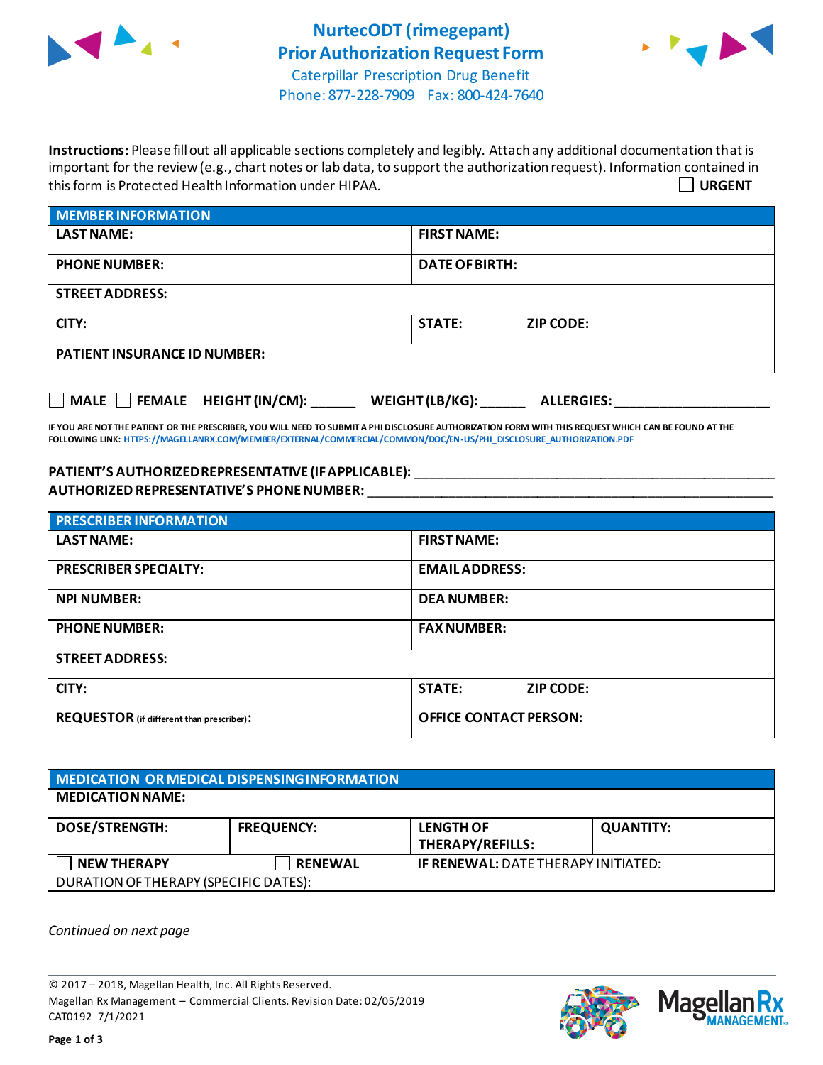# NurtecODT (rimegepant)
# Prior Authorization Request Form

Caterpillar Prescription Drug Benefit
Phone: 877-228-7909 Fax: 800-424-7640

**Instructions:** Please fill out all applicable sections completely and legibly. Attach any additional documentation that is important for the review (e.g., chart notes or lab data, to support the authorization request). Information contained in this form is Protected Health Information under HIPAA.

☐ **URGENT**

| MEMBER INFORMATION | | |
|---|---|---|
| **LAST NAME:** | **FIRST NAME:** | |
| **PHONE NUMBER:** | **DATE OF BIRTH:** | |
| **STREET ADDRESS:** | | |
| **CITY:** | **STATE:** | **ZIP CODE:** |
| **PATIENT INSURANCE ID NUMBER:** | | |

☐ **MALE** ☐ **FEMALE** **HEIGHT (IN/CM):** ______ **WEIGHT (LB/KG):** ______ **ALLERGIES:** ____________________

**IF YOU ARE NOT THE PATIENT OR THE PRESCRIBER, YOU WILL NEED TO SUBMIT A PHI DISCLOSURE AUTHORIZATION FORM WITH THIS REQUEST WHICH CAN BE FOUND AT THE FOLLOWING LINK:** HTTPS://MAGELLANRX.COM/MEMBER/EXTERNAL/COMMERCIAL/COMMON/DOC/EN-US/PHI_DISCLOSURE_AUTHORIZATION.PDF

**PATIENT'S AUTHORIZED REPRESENTATIVE (IF APPLICABLE):** ____________________________________________

**AUTHORIZED REPRESENTATIVE'S PHONE NUMBER:** ____________________________________________

| PRESCRIBER INFORMATION | | |
|---|---|---|
| **LAST NAME:** | **FIRST NAME:** | |
| **PRESCRIBER SPECIALTY:** | **EMAIL ADDRESS:** | |
| **NPI NUMBER:** | **DEA NUMBER:** | |
| **PHONE NUMBER:** | **FAX NUMBER:** | |
| **STREET ADDRESS:** | | |
| **CITY:** | **STATE:** | **ZIP CODE:** |
| **REQUESTOR** (if different than prescriber)**:** | **OFFICE CONTACT PERSON:** | |

| MEDICATION OR MEDICAL DISPENSING INFORMATION | | | |
|---|---|---|---|
| **MEDICATION NAME:** | | | |
| **DOSE/STRENGTH:** | **FREQUENCY:** | **LENGTH OF THERAPY/REFILLS:** | **QUANTITY:** |
| ☐ **NEW THERAPY** | ☐ **RENEWAL** | **IF RENEWAL:** DATE THERAPY INITIATED: | |
| DURATION OF THERAPY (SPECIFIC DATES): | | | |

*Continued on next page*

© 2017 – 2018, Magellan Health, Inc. All Rights Reserved.
Magellan Rx Management – Commercial Clients. Revision Date: 02/05/2019
CAT0192 7/1/2021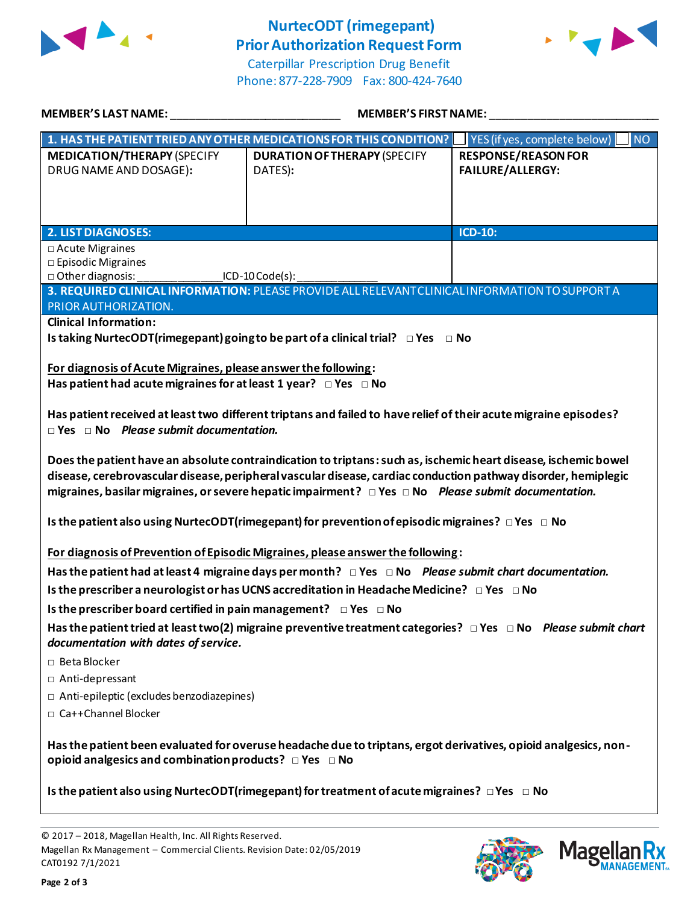# NurtecODT (rimegepant) Prior Authorization Request Form

Caterpillar Prescription Drug Benefit
Phone: 877-228-7909 Fax: 800-424-7640

**MEMBER'S LAST NAME:** ___________________________ **MEMBER'S FIRST NAME:** ___________________________

| **1. HAS THE PATIENT TRIED ANY OTHER MEDICATIONS FOR THIS CONDITION?** | | ☐ YES (if yes, complete below) ☐ NO |
|---|---|---|
| **MEDICATION/THERAPY** (SPECIFY DRUG NAME AND DOSAGE): | **DURATION OF THERAPY** (SPECIFY DATES): | **RESPONSE/REASON FOR FAILURE/ALLERGY:** |
| | | |

| **2. LIST DIAGNOSES:** | **ICD-10:** |
|---|---|
| □ Acute Migraines<br>□ Episodic Migraines<br>□ Other diagnosis: ______________ICD-10 Code(s): _____________ | |

**3. REQUIRED CLINICAL INFORMATION:** PLEASE PROVIDE ALL RELEVANT CLINICAL INFORMATION TO SUPPORT A PRIOR AUTHORIZATION.

**Clinical Information:**

**Is taking NurtecODT(rimegepant) going to be part of a clinical trial?** □ Yes □ No

**For diagnosis of Acute Migraines, please answer the following:**

**Has patient had acute migraines for at least 1 year?** □ Yes □ No

**Has patient received at least two different triptans and failed to have relief of their acute migraine episodes?** □ Yes □ No ***Please submit documentation.***

**Does the patient have an absolute contraindication to triptans: such as, ischemic heart disease, ischemic bowel disease, cerebrovascular disease, peripheral vascular disease, cardiac conduction pathway disorder, hemiplegic migraines, basilar migraines, or severe hepatic impairment?** □ Yes □ No ***Please submit documentation.***

**Is the patient also using NurtecODT(rimegepant) for prevention of episodic migraines?** □ Yes □ No

**For diagnosis of Prevention of Episodic Migraines, please answer the following:**

**Has the patient had at least 4 migraine days per month?** □ Yes □ No ***Please submit chart documentation.***

**Is the prescriber a neurologist or has UCNS accreditation in Headache Medicine?** □ Yes □ No

**Is the prescriber board certified in pain management?** □ Yes □ No

**Has the patient tried at least two(2) migraine preventive treatment categories?** □ Yes □ No ***Please submit chart documentation with dates of service.***

□ Beta Blocker

□ Anti-depressant

□ Anti-epileptic (excludes benzodiazepines)

□ Ca++Channel Blocker

**Has the patient been evaluated for overuse headache due to triptans, ergot derivatives, opioid analgesics, non-opioid analgesics and combination products?** □ Yes □ No

**Is the patient also using NurtecODT(rimegepant) for treatment of acute migraines?** □ Yes □ No

© 2017 – 2018, Magellan Health, Inc. All Rights Reserved.
Magellan Rx Management – Commercial Clients. Revision Date: 02/05/2019
CAT0192 7/1/2021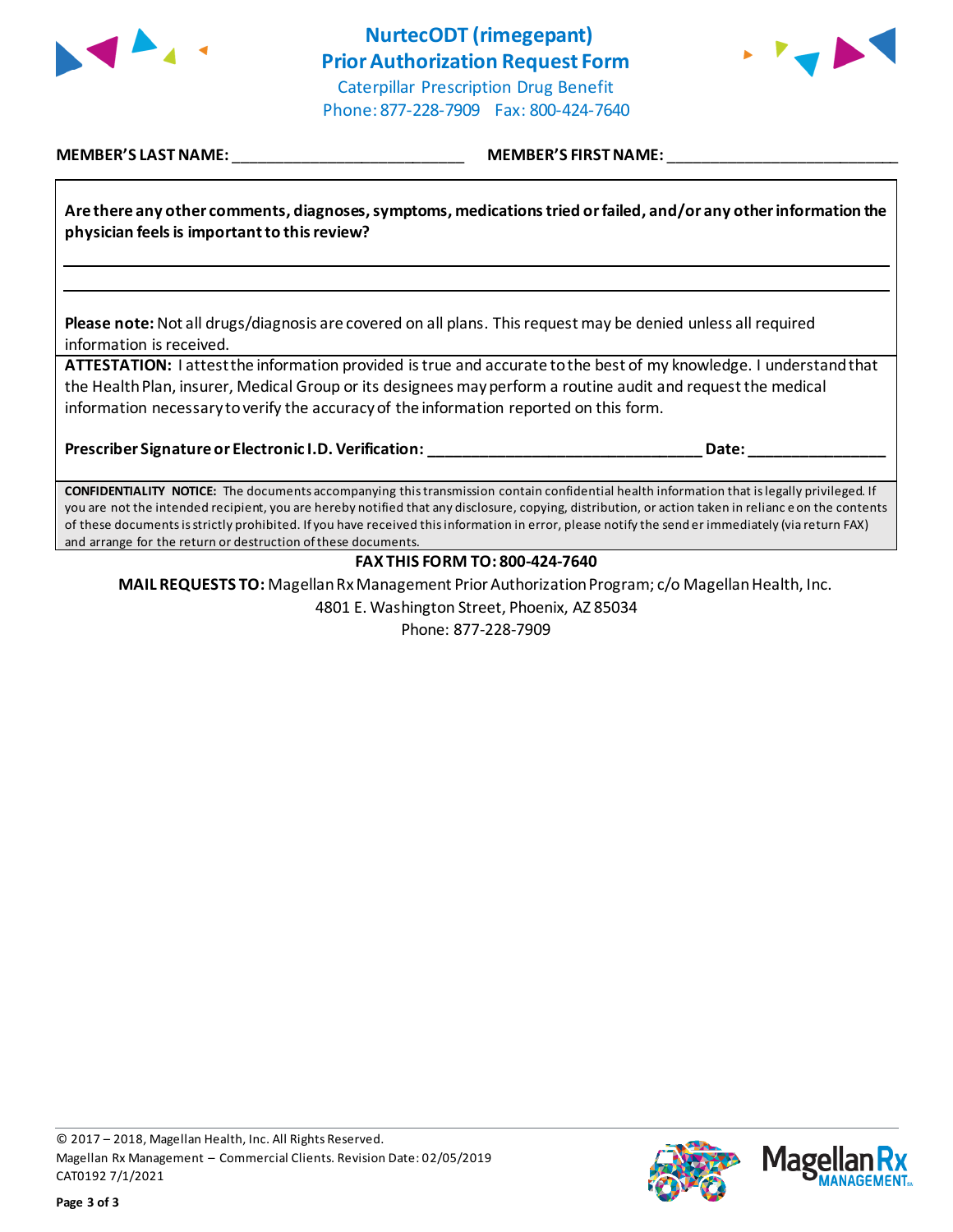# NurtecODT (rimegepant)
## Prior Authorization Request Form

Caterpillar Prescription Drug Benefit
Phone: 877-228-7909 Fax: 800-424-7640

**MEMBER'S LAST NAME:** ___________________________ **MEMBER'S FIRST NAME:** ___________________________

**Are there any other comments, diagnoses, symptoms, medications tried or failed, and/or any other information the physician feels is important to this review?**

_______________________________________________________________________________

_______________________________________________________________________________

**Please note:** Not all drugs/diagnosis are covered on all plans. This request may be denied unless all required information is received.

**ATTESTATION:** I attest the information provided is true and accurate to the best of my knowledge. I understand that the Health Plan, insurer, Medical Group or its designees may perform a routine audit and request the medical information necessary to verify the accuracy of the information reported on this form.

**Prescriber Signature or Electronic I.D. Verification:** _______________________________ **Date:** _______________

**CONFIDENTIALITY NOTICE:** The documents accompanying this transmission contain confidential health information that is legally privileged. If you are not the intended recipient, you are hereby notified that any disclosure, copying, distribution, or action taken in reliance on the contents of these documents is strictly prohibited. If you have received this information in error, please notify the sender immediately (via return FAX) and arrange for the return or destruction of these documents.

**FAX THIS FORM TO: 800-424-7640**

**MAIL REQUESTS TO:** Magellan Rx Management Prior Authorization Program; c/o Magellan Health, Inc.
4801 E. Washington Street, Phoenix, AZ 85034
Phone: 877-228-7909

© 2017 – 2018, Magellan Health, Inc. All Rights Reserved.
Magellan Rx Management – Commercial Clients. Revision Date: 02/05/2019
CAT0192 7/1/2021